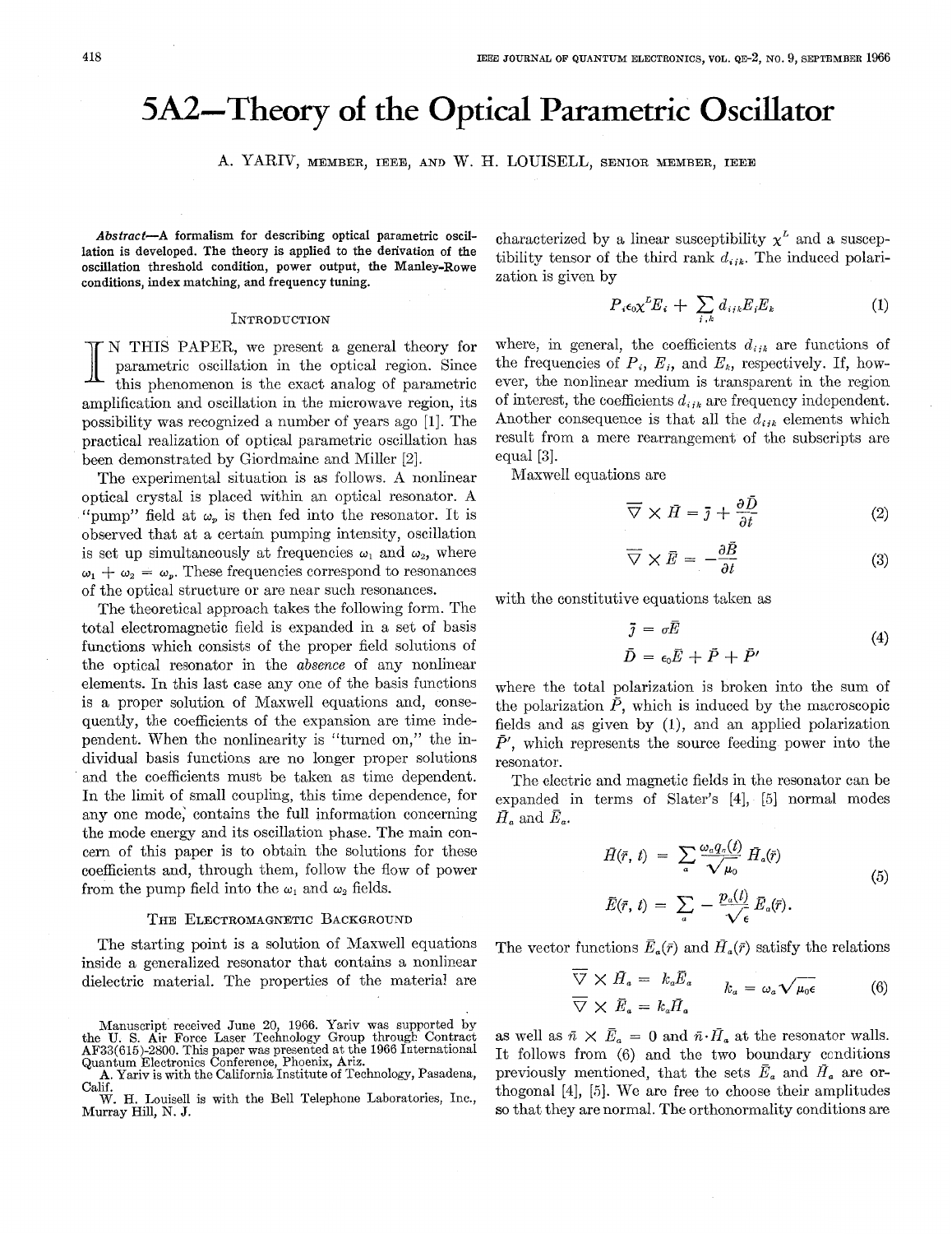# 5A2—Theory of the Optical Parametric Oscillator

A. YARIV, MEMBER, IEEE, AND W. H. LOUISELL, SENIOR MEMBER, IEEE

*Abstract*—A formalism for describing optical parametric oscillation is developed. The theory is applied to the derivation of the oscillation threshold condition, power output, the Manley-Rowe conditions, index matching, and frequency tuning.

## INTRODUCTION

IN THIS PAPER, we present a general theory for parametric oscillation in the optical region. Since this phenomenon is the exact analog of parametric amplification and oscillation in the microwave region, its possibility was recognized a number of years ago [1]. The practical realization of optical parametric oscillation has been demonstrated by Giordmaine and Miller [2].

The experimental situation is as follows. A nonlinear optical crystal is placed within an optical resonator. A "pump" field at $\omega_p$ is then fed into the resonator. It is observed that at a certain pumping intensity, oscillation is set up simultaneously at frequencies $\omega_1$ and $\omega_2$, where $\omega_1 + \omega_2 = \omega_p$. These frequencies correspond to resonances of the optical structure or are near such resonances.

The theoretical approach takes the following form. The total electromagnetic field is expanded in a set of basis functions which consists of the proper field solutions of the optical resonator in the *absence* of any nonlinear elements. In this last case any one of the basis functions is a proper solution of Maxwell equations and, consequently, the coefficients of the expansion are time independent. When the nonlinearity is "turned on," the individual basis functions are no longer proper solutions and the coefficients must be taken as time dependent. In the limit of small coupling, this time dependence, for any one mode, contains the full information concerning the mode energy and its oscillation phase. The main concern of this paper is to obtain the solutions for these coefficients and, through them, follow the flow of power from the pump field into the $\omega_1$ and $\omega_2$ fields.

## THE ELECTROMAGNETIC BACKGROUND

The starting point is a solution of Maxwell equations inside a generalized resonator that contains a nonlinear dielectric material. The properties of the material are characterized by a linear susceptibility $\chi^L$ and a susceptibility tensor of the third rank $d_{ijk}$. The induced polarization is given by

$$P_i \epsilon_0 \chi^L E_i + \sum_{j,k} d_{ijk} E_j E_k \tag{1}$$

where, in general, the coefficients $d_{ijk}$ are functions of the frequencies of $P_i$, $E_j$, and $E_k$, respectively. If, however, the nonlinear medium is transparent in the region of interest, the coefficients $d_{ijk}$ are frequency independent. Another consequence is that all the $d_{ijk}$ elements which result from a mere rearrangement of the subscripts are equal [3].

Maxwell equations are

$$\bar{\nabla} \times \bar{H} = \bar{\jmath} + \frac{\partial \bar{D}}{\partial t} \tag{2}$$

$$\bar{\nabla} \times \bar{E} = -\frac{\partial \bar{B}}{\partial t} \tag{3}$$

with the constitutive equations taken as

$$\begin{aligned} \bar{\jmath} &= \sigma \bar{E} \\ \bar{D} &= \epsilon_0 \bar{E} + \bar{P} + \bar{P}' \end{aligned} \tag{4}$$

where the total polarization is broken into the sum of the polarization $\bar{P}$, which is induced by the macroscopic fields and as given by (1), and an applied polarization $\bar{P}'$, which represents the source feeding power into the resonator.

The electric and magnetic fields in the resonator can be expanded in terms of Slater's [4], [5] normal modes $\bar{H}_a$ and $\bar{E}_a$.

$$\begin{aligned} \bar{H}(\bar{r}, t) &= \sum_a \frac{\omega_a q_a(t)}{\sqrt{\mu_0}} \bar{H}_a(\bar{r}) \\ \bar{E}(\bar{r}, t) &= \sum_a -\frac{p_a(t)}{\sqrt{\epsilon}} \bar{E}_a(\bar{r}). \end{aligned} \tag{5}$$

The vector functions $\bar{E}_a(\bar{r})$ and $\bar{H}_a(\bar{r})$ satisfy the relations

$$\begin{aligned} \bar{\nabla} \times \bar{H}_a &= k_a \bar{E}_a \\ \bar{\nabla} \times \bar{E}_a &= k_a \bar{H}_a \end{aligned} \qquad k_a = \omega_a \sqrt{\mu_0 \epsilon} \tag{6}$$

as well as $\bar{n} \times \bar{E}_a = 0$ and $\bar{n} \cdot \bar{H}_a$ at the resonator walls. It follows from (6) and the two boundary conditions previously mentioned, that the sets $\bar{E}_a$ and $\bar{H}_a$ are orthogonal [4], [5]. We are free to choose their amplitudes so that they are normal. The orthonormality conditions are

Manuscript received June 20, 1966. Yariv was supported by the U. S. Air Force Laser Technology Group through Contract AF33(615)-2800. This paper was presented at the 1966 International Quantum Electronics Conference, Phoenix, Ariz.

A. Yariv is with the California Institute of Technology, Pasadena, Calif.

W. H. Louisell is with the Bell Telephone Laboratories, Inc., Murray Hill, N. J.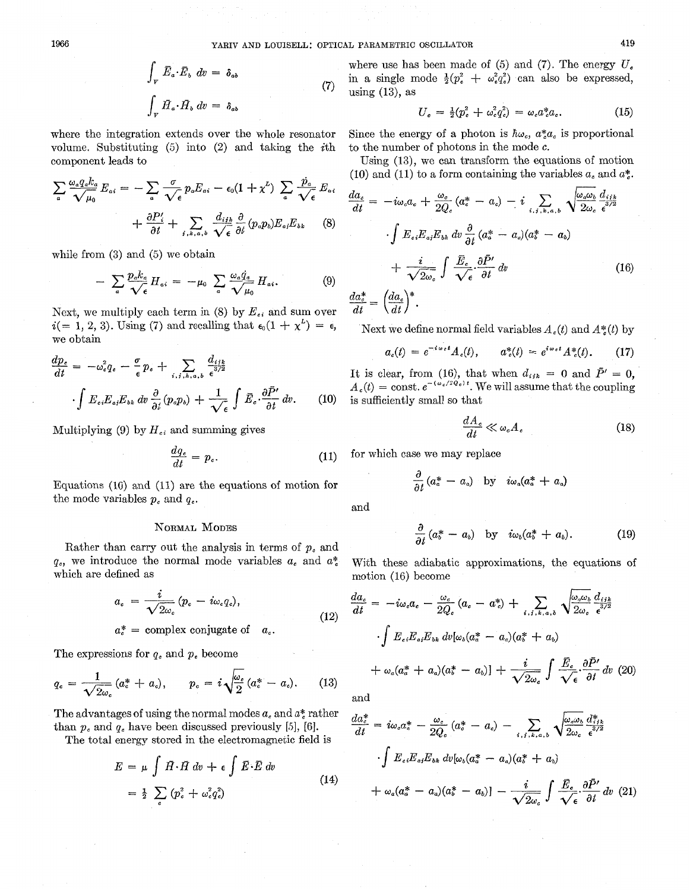$$\int_V \bar{E}_a \cdot \bar{E}_b \, dv = \delta_{ab}$$

$$\int_V \bar{H}_a \cdot \bar{H}_b \, dv = \delta_{ab} \tag{7}$$

where the integration extends over the whole resonator volume. Substituting (5) into (2) and taking the $i$th component leads to

$$\sum_a \frac{\omega_a q_a k_a}{\sqrt{\mu_0}} E_{ai} = -\sum_a \frac{\sigma}{\sqrt{\epsilon}} p_a E_{ai} - \epsilon_0(1 + \chi^L) \sum_a \frac{\dot{p}_a}{\sqrt{\epsilon}} E_{ai} + \frac{\partial P_i'}{\partial t} + \sum_{j,k,a,b} \frac{d_{ijk}}{\sqrt{\epsilon}} \frac{\partial}{\partial t}(p_a p_b) E_{aj} E_{bk} \tag{8}$$

while from (3) and (5) we obtain

$$-\sum_a \frac{p_a k_a}{\sqrt{\epsilon}} H_{ai} = -\mu_0 \sum_a \frac{\omega_a \dot{q}_a}{\sqrt{\mu_0}} H_{ai}. \tag{9}$$

Next, we multiply each term in (8) by $E_{ci}$ and sum over $i(=1, 2, 3)$. Using (7) and recalling that $\epsilon_0(1 + \chi^L) = \epsilon$, we obtain

$$\frac{dp_c}{dt} = -\omega_c^2 q_c - \frac{\sigma}{\epsilon} p_c + \sum_{i,j,k,a,b} \frac{d_{ijk}}{\epsilon^{3/2}} \cdot \int E_{ci} E_{aj} E_{bk} \, dv \frac{\partial}{\partial t}(p_a p_b) + \frac{1}{\sqrt{\epsilon}} \int \bar{E}_c \cdot \frac{\partial \bar{P}'}{\partial t} dv. \tag{10}$$

Multiplying (9) by $H_{ci}$ and summing gives

$$\frac{dq_c}{dt} = p_c. \tag{11}$$

Equations (10) and (11) are the equations of motion for the mode variables $p_c$ and $q_c$.

## Normal Modes

Rather than carry out the analysis in terms of $p_c$ and $q_c$, we introduce the normal mode variables $a_c$ and $a_c^*$ which are defined as

$$a_c = \frac{i}{\sqrt{2\omega_c}}(p_c - i\omega_c q_c),$$

$$a_c^* = \text{complex conjugate of } a_c. \tag{12}$$

The expressions for $q_c$ and $p_c$ become

$$q_c = \frac{1}{\sqrt{2\omega_c}}(a_c^* + a_c), \qquad p_c = i\sqrt{\frac{\omega_c}{2}}(a_c^* - a_c). \tag{13}$$

The advantages of using the normal modes $a_c$ and $a_c^*$ rather than $p_c$ and $q_c$ have been discussed previously [5], [6].

The total energy stored in the electromagnetic field is

$$E = \mu \int \bar{H} \cdot \bar{H} \, dv + \epsilon \int \bar{E} \cdot \bar{E} \, dv$$

$$= \tfrac{1}{2} \sum_c (p_c^2 + \omega_c^2 q_c^2) \tag{14}$$

where use has been made of (5) and (7). The energy $U_c$ in a single mode $\frac{1}{2}(p_c^2 + \omega_c^2 q_c^2)$ can also be expressed, using (13), as

$$U_c = \tfrac{1}{2}(p_c^2 + \omega_c^2 q_c^2) = \omega_c a_c^* a_c. \tag{15}$$

Since the energy of a photon is $\hbar\omega_c$, $a_c^* a_c$ is proportional to the number of photons in the mode $c$.

Using (13), we can transform the equations of motion (10) and (11) to a form containing the variables $a_c$ and $a_c^*$.

$$\frac{da_c}{dt} = -i\omega_c a_c + \frac{\omega_c}{2Q_c}(a_c^* - a_c) - i \sum_{i,j,k,a,b} \sqrt{\frac{\omega_a \omega_b}{2\omega_c}} \frac{d_{ijk}}{\epsilon^{3/2}} \cdot \int E_{ci} E_{aj} E_{bk} \, dv \frac{\partial}{\partial t}(a_a^* - a_a)(a_b^* - a_b) + \frac{i}{\sqrt{2\omega_c}} \int \frac{\bar{E}_c}{\sqrt{\epsilon}} \cdot \frac{\partial \bar{P}'}{\partial t} dv \tag{16}$$

$$\frac{da_c^*}{dt} = \left(\frac{da_c}{dt}\right)^*.$$

Next we define normal field variables $A_c(t)$ and $A_c^*(t)$ by

$$a_c(t) = e^{-i\omega_c t} A_c(t), \qquad a_c^*(t) = e^{i\omega_c t} A_c^*(t). \tag{17}$$

It is clear, from (16), that when $d_{ijk} = 0$ and $\bar{P}' = 0$, $A_c(t) = \text{const.}\ e^{-(\omega_c/2Q_c)t}$. We will assume that the coupling is sufficiently small so that

$$\frac{dA_c}{dt} \ll \omega_c A_c \tag{18}$$

for which case we may replace

$$\frac{\partial}{\partial t}(a_a^* - a_a) \quad \text{by} \quad i\omega_a(a_a^* + a_a)$$

and

$$\frac{\partial}{\partial t}(a_b^* - a_b) \quad \text{by} \quad i\omega_b(a_b^* + a_b). \tag{19}$$

With these adiabatic approximations, the equations of motion (16) become

$$\frac{da_c}{dt} = -i\omega_c a_c - \frac{\omega_c}{2Q_c}(a_c - a_c^*) + \sum_{i,j,k,a,b} \sqrt{\frac{\omega_a \omega_b}{2\omega_c}} \frac{d_{ijk}}{\epsilon^{3/2}} \cdot \int E_{ci} E_{aj} E_{bk} \, dv [\omega_b(a_a^* - a_a)(a_b^* + a_b) + \omega_a(a_a^* + a_a)(a_b^* - a_b)] + \frac{i}{\sqrt{2\omega_c}} \int \frac{\bar{E}_c}{\sqrt{\epsilon}} \cdot \frac{\partial \bar{P}'}{\partial t} dv \tag{20}$$

and

$$\frac{da_c^*}{dt} = i\omega_c a_c^* - \frac{\omega_c}{2Q_c}(a_c^* - a_c) - \sum_{i,j,k,a,b} \sqrt{\frac{\omega_a \omega_b}{2\omega_c}} \frac{d_{ijk}^*}{\epsilon^{3/2}} \cdot \int E_{ci} E_{aj} E_{bk} \, dv [\omega_b(a_a^* - a_a)(a_b^* + a_b) + \omega_a(a_a^* - a_a)(a_b^* - a_b)] - \frac{i}{\sqrt{2\omega_c}} \int \frac{\bar{E}_c}{\sqrt{\epsilon}} \cdot \frac{\partial \bar{P}'}{\partial t} dv \tag{21}$$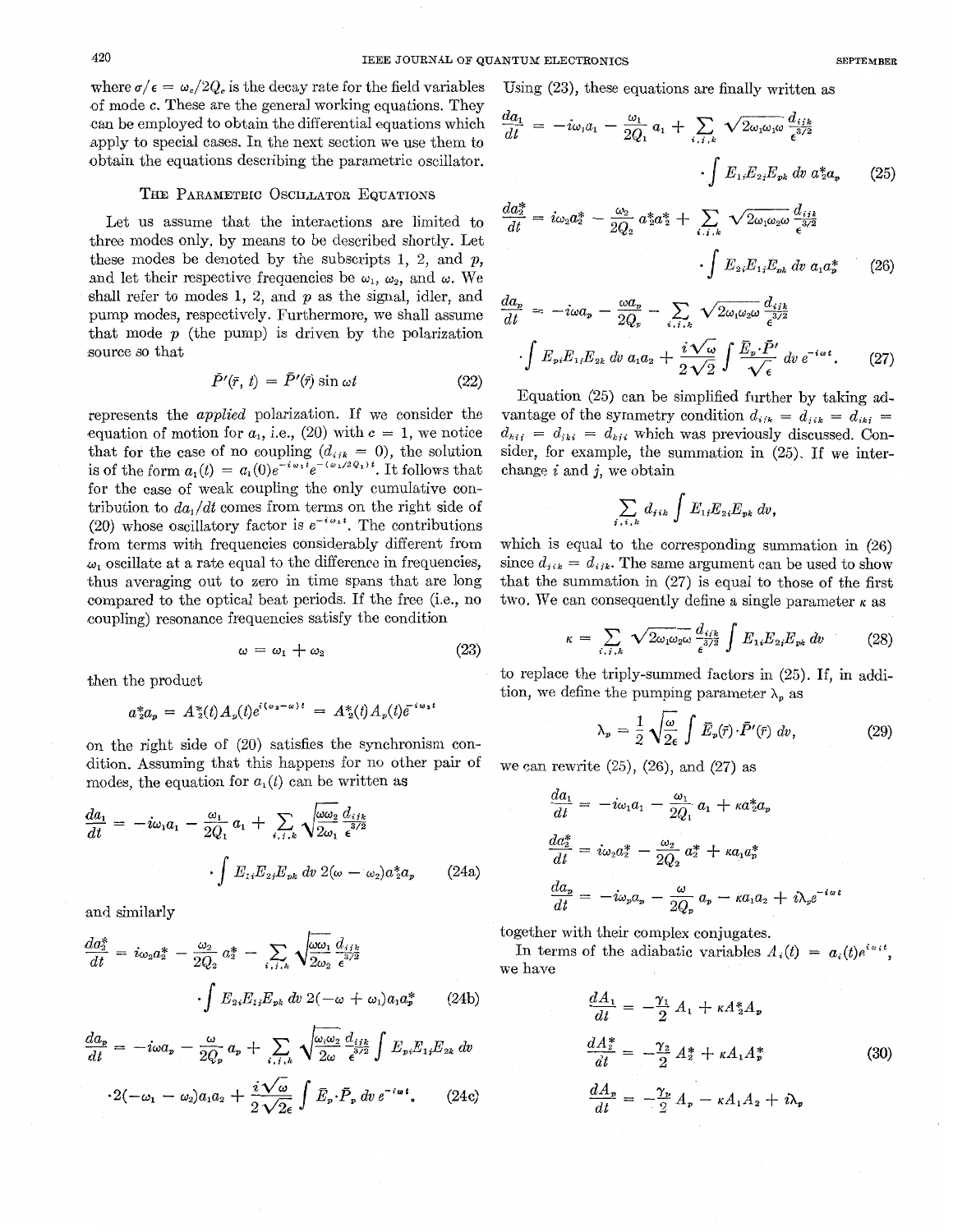where $\sigma/\epsilon = \omega_c/2Q_c$ is the decay rate for the field variables of mode $c$. These are the general working equations. They can be employed to obtain the differential equations which apply to special cases. In the next section we use them to obtain the equations describing the parametric oscillator.

## The Parametric Oscillator Equations

Let us assume that the interactions are limited to three modes only, by means to be described shortly. Let these modes be denoted by the subscripts 1, 2, and $p$, and let their respective frequencies be $\omega_1$, $\omega_2$, and $\omega$. We shall refer to modes 1, 2, and $p$ as the signal, idler, and pump modes, respectively. Furthermore, we shall assume that mode $p$ (the pump) is driven by the polarization source so that

$$\bar{P}'(\bar{r}, t) = \bar{P}'(\bar{r}) \sin \omega t \tag{22}$$

represents the *applied* polarization. If we consider the equation of motion for $a_1$, i.e., (20) with $c = 1$, we notice that for the case of no coupling ($d_{ijk} = 0$), the solution is of the form $a_1(t) = a_1(0)e^{-i\omega_1 t}e^{-(\omega_1/2Q_1)t}$. It follows that for the case of weak coupling the only cumulative contribution to $da_1/dt$ comes from terms on the right side of (20) whose oscillatory factor is $e^{-i\omega_1 t}$. The contributions from terms with frequencies considerably different from $\omega_1$ oscillate at a rate equal to the difference in frequencies, thus averaging out to zero in time spans that are long compared to the optical beat periods. If the free (i.e., no coupling) resonance frequencies satisfy the condition

$$\omega = \omega_1 + \omega_2 \tag{23}$$

then the product

$$a_2^* a_p = A_2^*(t)A_p(t)e^{i(\omega_2 - \omega)t} = A_2^*(t)A_p(t)e^{-i\omega_1 t}$$

on the right side of (20) satisfies the synchronism condition. Assuming that this happens for no other pair of modes, the equation for $a_1(t)$ can be written as

$$\frac{da_1}{dt} = -i\omega_1 a_1 - \frac{\omega_1}{2Q_1} a_1 + \sum_{i,j,k} \sqrt{\frac{\omega\omega_2}{2\omega_1}} \frac{d_{ijk}}{\epsilon^{3/2}} \cdot \int E_{1i}E_{2j}E_{pk}\, dv\, 2(\omega - \omega_2) a_2^* a_p \tag{24a}$$

and similarly

$$\frac{da_2^*}{dt} = i\omega_2 a_2^* - \frac{\omega_2}{2Q_2} a_2^* - \sum_{i,j,k} \sqrt{\frac{\omega\omega_1}{2\omega_2}} \frac{d_{ijk}}{\epsilon^{3/2}} \cdot \int E_{2i}E_{1j}E_{pk}\, dv\, 2(-\omega + \omega_1) a_1 a_p^* \tag{24b}$$

$$\frac{da_p}{dt} = -i\omega a_p - \frac{\omega}{2Q_p} a_p + \sum_{i,j,k} \sqrt{\frac{\omega_1\omega_2}{2\omega}} \frac{d_{ijk}}{\epsilon^{3/2}} \int E_{pi}E_{1j}E_{2k}\, dv \cdot 2(-\omega_1 - \omega_2) a_1 a_2 + \frac{i\sqrt{\omega}}{2\sqrt{2\epsilon}} \int \bar{E}_p \cdot \bar{P}_p\, dv\, e^{-i\omega t}. \tag{24c}$$

Using (23), these equations are finally written as

$$\frac{da_1}{dt} = -i\omega_1 a_1 - \frac{\omega_1}{2Q_1} a_1 + \sum_{i,j,k} \sqrt{2\omega_1\omega_2\omega} \frac{d_{ijk}}{\epsilon^{3/2}} \cdot \int E_{1i}E_{2j}E_{pk}\, dv\, a_2^* a_p \tag{25}$$

$$\frac{da_2^*}{dt} = i\omega_2 a_2^* - \frac{\omega_2}{2Q_2} a_2^* + \sum_{i,j,k} \sqrt{2\omega_1\omega_2\omega} \frac{d_{ijk}}{\epsilon^{3/2}} \cdot \int E_{2i}E_{1j}E_{pk}\, dv\, a_1 a_p^* \tag{26}$$

$$\frac{da_p}{dt} = -i\omega a_p - \frac{\omega a_p}{2Q_p} - \sum_{i,j,k} \sqrt{2\omega_1\omega_2\omega} \frac{d_{ijk}}{\epsilon^{3/2}} \cdot \int E_{pi}E_{1j}E_{2k}\, dv\, a_1 a_2 + \frac{i\sqrt{\omega}}{2\sqrt{2}} \int \frac{\bar{E}_p \cdot \bar{P}'}{\sqrt{\epsilon}}\, dv\, e^{-i\omega t}. \tag{27}$$

Equation (25) can be simplified further by taking advantage of the symmetry condition $d_{ijk} = d_{jik} = d_{ikj} = d_{kij} = d_{jki} = d_{kji}$ which was previously discussed. Consider, for example, the summation in (25). If we interchange $i$ and $j$, we obtain

$$\sum_{j,i,k} d_{jik} \int E_{1j}E_{2i}E_{pk}\, dv,$$

which is equal to the corresponding summation in (26) since $d_{jik} = d_{ijk}$. The same argument can be used to show that the summation in (27) is equal to those of the first two. We can consequently define a single parameter $\kappa$ as

$$\kappa = \sum_{i,j,k} \sqrt{2\omega_1\omega_2\omega} \frac{d_{ijk}}{\epsilon^{3/2}} \int E_{1i}E_{2j}E_{pk}\, dv \tag{28}$$

to replace the triply-summed factors in (25). If, in addition, we define the pumping parameter $\lambda_p$ as

$$\lambda_p = \frac{1}{2}\sqrt{\frac{\omega}{2\epsilon}} \int \bar{E}_p(\bar{r}) \cdot \bar{P}'(\bar{r})\, dv, \tag{29}$$

we can rewrite (25), (26), and (27) as

$$\frac{da_1}{dt} = -i\omega_1 a_1 - \frac{\omega_1}{2Q_1} a_1 + \kappa a_2^* a_p$$

$$\frac{da_2^*}{dt} = i\omega_2 a_2^* - \frac{\omega_2}{2Q_2} a_2^* + \kappa a_1 a_p^*$$

$$\frac{da_p}{dt} = -i\omega_p a_p - \frac{\omega}{2Q_p} a_p - \kappa a_1 a_2 + i\lambda_p e^{-i\omega t}$$

together with their complex conjugates.

In terms of the adiabatic variables $A_i(t) = a_i(t)e^{i\omega_i t}$, we have

$$\begin{aligned} \frac{dA_1}{dt} &= -\frac{\gamma_1}{2} A_1 + \kappa A_2^* A_p \\ \frac{dA_2^*}{dt} &= -\frac{\gamma_2}{2} A_2^* + \kappa A_1 A_1^* \\ \frac{dA_p}{dt} &= -\frac{\gamma_p}{2} A_p - \kappa A_1 A_2 + i\lambda_p \end{aligned} \tag{30}$$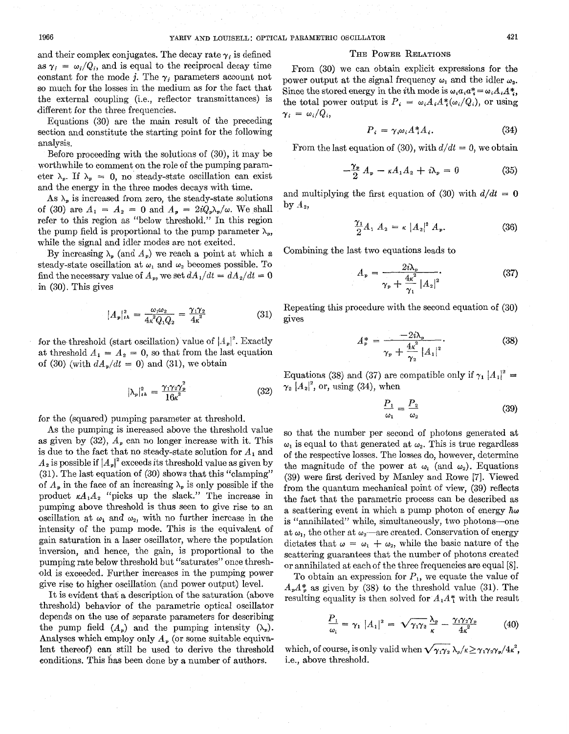and their complex conjugates. The decay rate $\gamma_i$ is defined as $\gamma_i = \omega_i/Q_i$, and is equal to the reciprocal decay time constant for the mode $j$. The $\gamma_i$ parameters account not so much for the losses in the medium as for the fact that the external coupling (i.e., reflector transmittances) is different for the three frequencies.

Equations (30) are the main result of the preceding section and constitute the starting point for the following analysis.

Before proceeding with the solutions of (30), it may be worthwhile to comment on the role of the pumping parameter $\lambda_p$. If $\lambda_p = 0$, no steady-state oscillation can exist and the energy in the three modes decays with time.

As $\lambda_p$ is increased from zero, the steady-state solutions of (30) are $A_1 = A_2 = 0$ and $A_p = 2iQ_p\lambda_p/\omega$. We shall refer to this region as "below threshold." In this region the pump field is proportional to the pump parameter $\lambda_p$, while the signal and idler modes are not excited.

By increasing $\lambda_p$ (and $A_p$) we reach a point at which a steady-state oscillation at $\omega_1$ and $\omega_2$ becomes possible. To find the necessary value of $A_p$, we set $dA_1/dt = dA_2/dt = 0$ in (30). This gives

$$|A_p|^2_{th} = \frac{\omega_1\omega_2}{4\kappa^2 Q_1 Q_2} = \frac{\gamma_1\gamma_2}{4\kappa^2} \tag{31}$$

for the threshold (start oscillation) value of $|A_p|^2$. Exactly at threshold $A_1 = A_2 = 0$, so that from the last equation of (30) (with $dA_p/dt = 0$) and (31), we obtain

$$|\lambda_p|^2_{th} = \frac{\gamma_1\gamma_2\gamma_p^2}{16\kappa^2} \tag{32}$$

for the (squared) pumping parameter at threshold.

As the pumping is increased above the threshold value as given by (32), $A_p$ can no longer increase with it. This is due to the fact that no steady-state solution for $A_1$ and $A_2$ is possible if $|A_p|^2$ exceeds its threshold value as given by (31). The last equation of (30) shows that this "clamping" of $A_p$ in the face of an increasing $\lambda_p$ is only possible if the product $\kappa A_1 A_2$ "picks up the slack." The increase in pumping above threshold is thus seen to give rise to an oscillation at $\omega_1$ and $\omega_2$, with no further increase in the intensity of the pump mode. This is the equivalent of gain saturation in a laser oscillator, where the population inversion, and hence, the gain, is proportional to the pumping rate below threshold but "saturates" once threshold is exceeded. Further increases in the pumping power give rise to higher oscillation (and power output) level.

It is evident that a description of the saturation (above threshold) behavior of the parametric optical oscillator depends on the use of separate parameters for describing the pump field ($A_p$) and the pumping intensity ($\lambda_p$). Analyses which employ only $A_p$ (or some suitable equivalent thereof) can still be used to derive the threshold conditions. This has been done by a number of authors.

## The Power Relations

From (30) we can obtain explicit expressions for the power output at the signal frequency $\omega_1$ and the idler $\omega_2$. Since the stored energy in the $i$th mode is $\omega_i a_i a_i^* = \omega_i A_i A_i^*$, the total power output is $P_i = \omega_i A_i A_i^* (\omega_i/Q_i)$, or using $\gamma_i = \omega_i/Q_i$,

$$P_i = \gamma_i \omega_i A_i^* A_i. \tag{34}$$

From the last equation of (30), with $d/dt = 0$, we obtain

$$-\frac{\gamma_p}{2} A_p - \kappa A_1 A_2 + i\lambda_p = 0 \tag{35}$$

and multiplying the first equation of (30) with $d/dt = 0$ by $A_2$,

$$\frac{\gamma_1}{2} A_1 A_2 = \kappa |A_2|^2 A_p. \tag{36}$$

Combining the last two equations leads to

$$A_p = \frac{2i\lambda_p}{\gamma_p + \dfrac{4\kappa^2}{\gamma_1}|A_2|^2}. \tag{37}$$

Repeating this procedure with the second equation of (30) gives

$$A_p^* = \frac{-2i\lambda_p}{\gamma_p + \dfrac{4\kappa^2}{\gamma_2}|A_1|^2}. \tag{38}$$

Equations (38) and (37) are compatible only if $\gamma_1 |A_1|^2 = \gamma_2 |A_2|^2$, or, using (34), when

$$\frac{P_1}{\omega_1} = \frac{P_2}{\omega_2} \tag{39}$$

so that the number per second of photons generated at $\omega_1$ is equal to that generated at $\omega_2$. This is true regardless of the respective losses. The losses do, however, determine the magnitude of the power at $\omega_1$ (and $\omega_2$). Equations (39) were first derived by Manley and Rowe [7]. Viewed from the quantum mechanical point of view, (39) reflects the fact that the parametric process can be described as a scattering event in which a pump photon of energy $\hbar\omega$ is "annihilated" while, simultaneously, two photons—one at $\omega_1$, the other at $\omega_2$—are created. Conservation of energy dictates that $\omega = \omega_1 + \omega_2$, while the basic nature of the scattering guarantees that the number of photons created or annihilated at each of the three frequencies are equal [8].

To obtain an expression for $P_1$, we equate the value of $A_p A_p^*$ as given by (38) to the threshold value (31). The resulting equality is then solved for $A_1 A_1^*$ with the result

$$\frac{P_1}{\omega_1} = \gamma_1 |A_1|^2 = \sqrt{\gamma_1\gamma_2}\,\frac{\lambda_p}{\kappa} - \frac{\gamma_1\gamma_2\gamma_p}{4\kappa^2} \tag{40}$$

which, of course, is only valid when $\sqrt{\gamma_1\gamma_2}\,\lambda_p/\kappa \geq \gamma_1\gamma_2\gamma_p/4\kappa^2$, i.e., above threshold.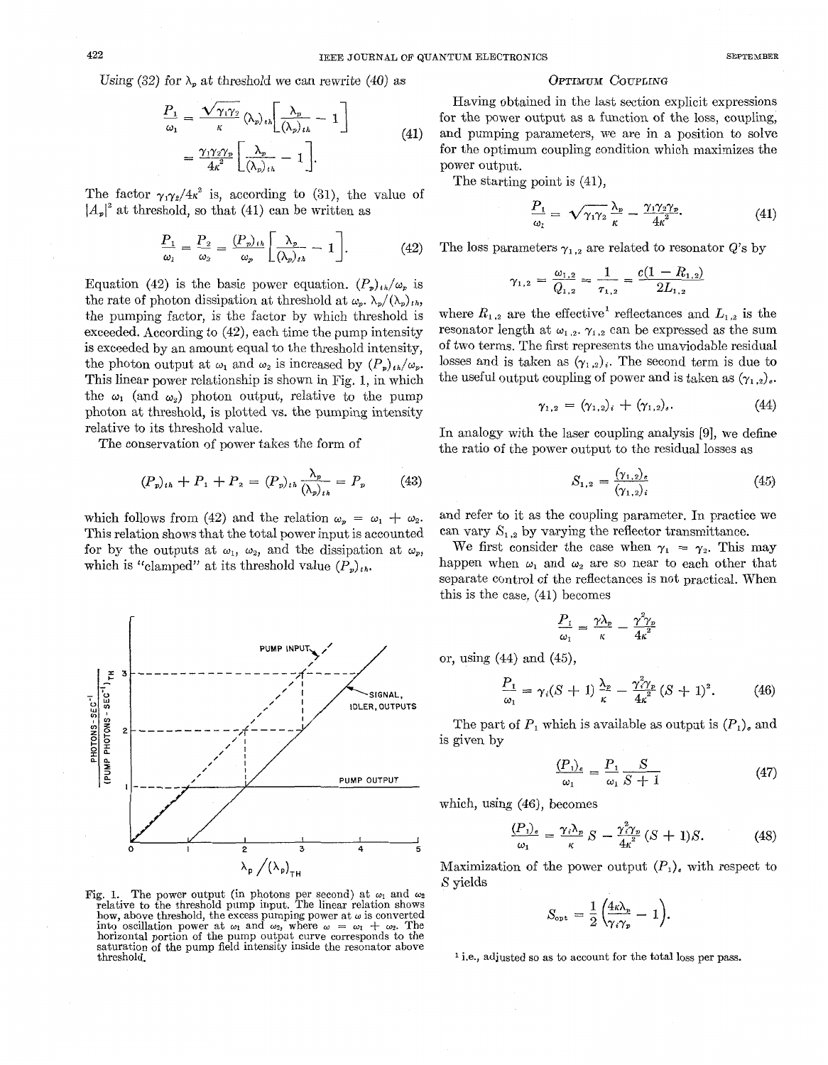Using (32) for $\lambda_p$ at threshold we can rewrite (40) as

$$\frac{P_1}{\omega_1} = \frac{\sqrt{\gamma_1\gamma_2}}{\kappa}(\lambda_p)_{th}\left[\frac{\lambda_p}{(\lambda_p)_{th}} - 1\right] = \frac{\gamma_1\gamma_2\gamma_p}{4\kappa^2}\left[\frac{\lambda_p}{(\lambda_p)_{th}} - 1\right]. \tag{41}$$

The factor $\gamma_1\gamma_2/4\kappa^2$ is, according to (31), the value of $|A_p|^2$ at threshold, so that (41) can be written as

$$\frac{P_1}{\omega_1} = \frac{P_2}{\omega_2} = \frac{(P_p)_{th}}{\omega_p}\left[\frac{\lambda_p}{(\lambda_p)_{th}} - 1\right]. \tag{42}$$

Equation (42) is the basic power equation. $(P_p)_{th}/\omega_p$ is the rate of photon dissipation at threshold at $\omega_p$. $\lambda_p/(\lambda_p)_{th}$, the pumping factor, is the factor by which threshold is exceeded. According to (42), each time the pump intensity is exceeded by an amount equal to the threshold intensity, the photon output at $\omega_1$ and $\omega_2$ is increased by $(P_p)_{th}/\omega_p$. This linear power relationship is shown in Fig. 1, in which the $\omega_1$ (and $\omega_2$) photon output, relative to the pump photon at threshold, is plotted vs. the pumping intensity relative to its threshold value.

The conservation of power takes the form of

$$(P_p)_{th} + P_1 + P_2 = (P_p)_{th}\frac{\lambda_p}{(\lambda_p)_{th}} = P_p \tag{43}$$

which follows from (42) and the relation $\omega_p = \omega_1 + \omega_2$. This relation shows that the total power input is accounted for by the outputs at $\omega_1$, $\omega_2$, and the dissipation at $\omega_p$, which is "clamped" at its threshold value $(P_p)_{th}$.

Fig. 1. The power output (in photons per second) at $\omega_1$ and $\omega_2$ relative to the threshold pump input. The linear relation shows how, above threshold, the excess pumping power at $\omega$ is converted into oscillation power at $\omega_1$ and $\omega_2$, where $\omega = \omega_1 + \omega_2$. The horizontal portion of the pump output curve corresponds to the saturation of the pump field intensity inside the resonator above threshold.

## Optimum Coupling

Having obtained in the last section explicit expressions for the power output as a function of the loss, coupling, and pumping parameters, we are in a position to solve for the optimum coupling condition which maximizes the power output.

The starting point is (41),

$$\frac{P_1}{\omega_1} = \sqrt{\gamma_1\gamma_2}\frac{\lambda_p}{\kappa} - \frac{\gamma_1\gamma_2\gamma_p}{4\kappa^2}. \tag{41}$$

The loss parameters $\gamma_{1,2}$ are related to resonator $Q$'s by

$$\gamma_{1,2} = \frac{\omega_{1,2}}{Q_{1,2}} = \frac{1}{\tau_{1,2}} = \frac{c(1 - R_{1,2})}{2L_{1,2}}$$

where $R_{1,2}$ are the effective[1] reflectances and $L_{1,2}$ is the resonator length at $\omega_{1,2}$. $\gamma_{1,2}$ can be expressed as the sum of two terms. The first represents the unaviodable residual losses and is taken as $(\gamma_{1,2})_i$. The second term is due to the useful output coupling of power and is taken as $(\gamma_{1,2})_e$.

$$\gamma_{1,2} = (\gamma_{1,2})_i + (\gamma_{1,2})_e. \tag{44}$$

In analogy with the laser coupling analysis [9], we define the ratio of the power output to the residual losses as

$$S_{1,2} = \frac{(\gamma_{1,2})_e}{(\gamma_{1,2})_i} \tag{45}$$

and refer to it as the coupling parameter. In practice we can vary $S_{1,2}$ by varying the reflector transmittance.

We first consider the case when $\gamma_1 = \gamma_2$. This may happen when $\omega_1$ and $\omega_2$ are so near to each other that separate control of the reflectances is not practical. When this is the case, (41) becomes

$$\frac{P_1}{\omega_1} = \frac{\gamma\lambda_p}{\kappa} - \frac{\gamma^2\gamma_p}{4\kappa^2}$$

or, using (44) and (45),

$$\frac{P_1}{\omega_1} = \gamma_i(S + 1)\frac{\lambda_p}{\kappa} - \frac{\gamma_i^2\gamma_p}{4\kappa^2}(S + 1)^2. \tag{46}$$

The part of $P_1$ which is available as output is $(P_1)_e$ and is given by

$$\frac{(P_1)_e}{\omega_1} = \frac{P_1}{\omega_1}\frac{S}{S + 1} \tag{47}$$

which, using (46), becomes

$$\frac{(P_1)_e}{\omega_1} = \frac{\gamma_i\lambda_p}{\kappa}S - \frac{\gamma_i^2\gamma_p}{4\kappa^2}(S + 1)S. \tag{48}$$

Maximization of the power output $(P_1)_e$ with respect to $S$ yields

$$S_{opt} = \frac{1}{2}\left(\frac{4\kappa\lambda_p}{\gamma_i\gamma_p} - 1\right).$$

[1] i.e., adjusted so as to account for the total loss per pass.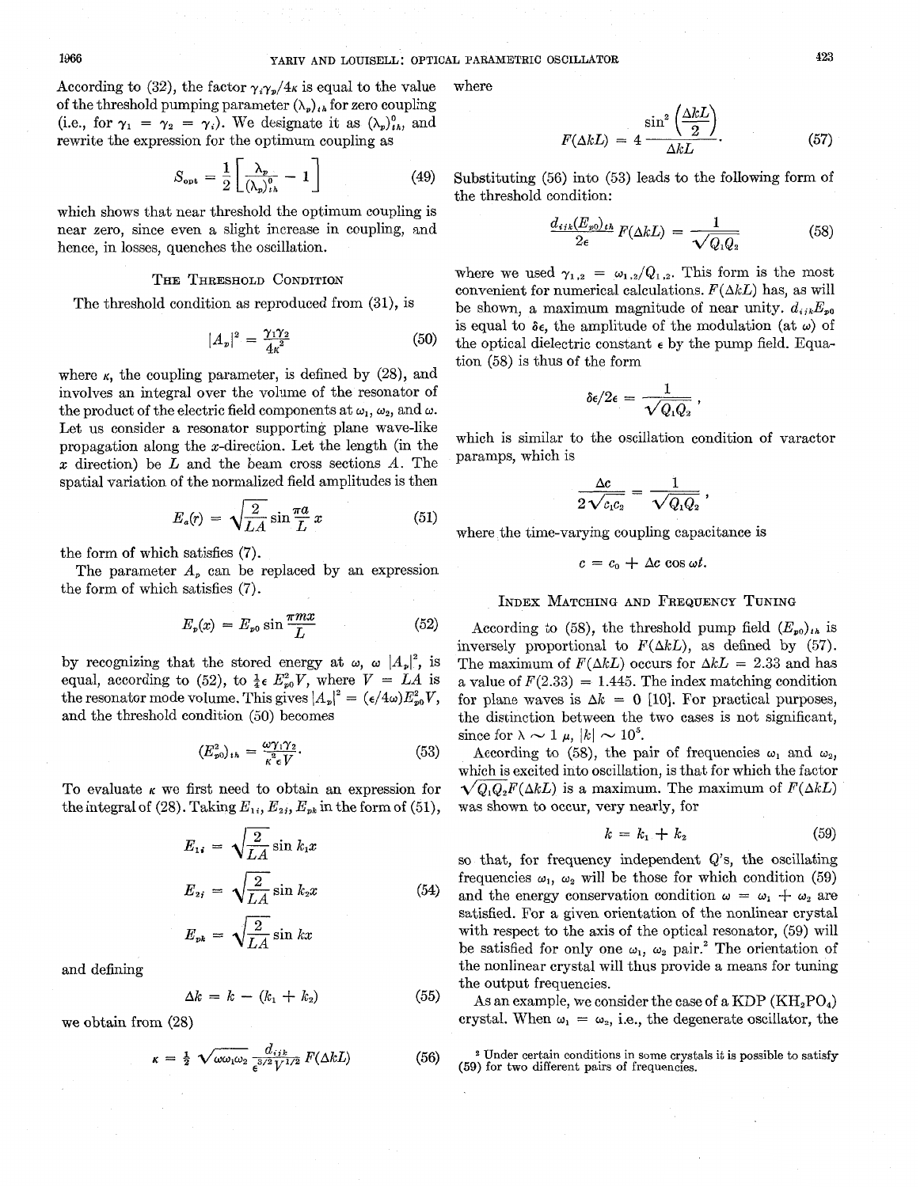According to (32), the factor $\gamma_i\gamma_p/4\kappa$ is equal to the value of the threshold pumping parameter $(\lambda_p)_{th}$ for zero coupling (i.e., for $\gamma_1 = \gamma_2 = \gamma_i$). We designate it as $(\lambda_p)^0_{th}$, and rewrite the expression for the optimum coupling as

$$S_{\text{opt}} = \frac{1}{2}\left[\frac{\lambda_p}{(\lambda_p)^0_{th}} - 1\right] \tag{49}$$

which shows that near threshold the optimum coupling is near zero, since even a slight increase in coupling, and hence, in losses, quenches the oscillation.

## The Threshold Condition

The threshold condition as reproduced from (31), is

$$|A_p|^2 = \frac{\gamma_1\gamma_2}{4\kappa^2} \tag{50}$$

where $\kappa$, the coupling parameter, is defined by (28), and involves an integral over the volume of the resonator of the product of the electric field components at $\omega_1$, $\omega_2$, and $\omega$. Let us consider a resonator supporting plane wave-like propagation along the $x$-direction. Let the length (in the $x$ direction) be $L$ and the beam cross sections $A$. The spatial variation of the normalized field amplitudes is then

$$E_a(r) = \sqrt{\frac{2}{LA}} \sin \frac{\pi a}{L} x \tag{51}$$

the form of which satisfies (7).

The parameter $A_p$ can be replaced by an expression the form of which satisfies (7).

$$E_p(x) = E_{p0} \sin \frac{\pi m x}{L} \tag{52}$$

by recognizing that the stored energy at $\omega$, $\omega\,|A_p|^2$, is equal, according to (52), to $\frac{1}{4}\epsilon\, E^2_{p0}V$, where $V = LA$ is the resonator mode volume. This gives $|A_p|^2 = (\epsilon/4\omega)E^2_{p0}V$, and the threshold condition (50) becomes

$$(E^2_{p0})_{th} = \frac{\omega\gamma_1\gamma_2}{\kappa^2\epsilon V}. \tag{53}$$

To evaluate $\kappa$ we first need to obtain an expression for the integral of (28). Taking $E_{1i}$, $E_{2j}$, $E_{pk}$ in the form of (51),

$$E_{1i} = \sqrt{\frac{2}{LA}} \sin k_1 x$$

$$E_{2j} = \sqrt{\frac{2}{LA}} \sin k_2 x \tag{54}$$

$$E_{pk} = \sqrt{\frac{2}{LA}} \sin kx$$

and defining

$$\Delta k = k - (k_1 + k_2) \tag{55}$$

we obtain from (28)

$$\kappa = \tfrac{1}{2}\sqrt{\omega\omega_1\omega_2}\,\frac{d_{ijk}}{\epsilon^{3/2}V^{1/2}}\,F(\Delta kL) \tag{56}$$

where

$$F(\Delta kL) = 4\,\frac{\sin^2\left(\frac{\Delta kL}{2}\right)}{\Delta kL}. \tag{57}$$

Substituting (56) into (53) leads to the following form of the threshold condition:

$$\frac{d_{ijk}(E_{p0})_{th}}{2\epsilon} F(\Delta kL) = \frac{1}{\sqrt{Q_1Q_2}} \tag{58}$$

where we used $\gamma_{1,2} = \omega_{1,2}/Q_{1,2}$. This form is the most convenient for numerical calculations. $F(\Delta kL)$ has, as will be shown, a maximum magnitude of near unity. $d_{ijk}E_{p0}$ is equal to $\delta\epsilon$, the amplitude of the modulation (at $\omega$) of the optical dielectric constant $\epsilon$ by the pump field. Equation (58) is thus of the form

$$\delta\epsilon/2\epsilon = \frac{1}{\sqrt{Q_1Q_2}},$$

which is similar to the oscillation condition of varactor paramps, which is

$$\frac{\Delta c}{2\sqrt{c_1c_2}} = \frac{1}{\sqrt{Q_1Q_2}},$$

where the time-varying coupling capacitance is

$$c = c_0 + \Delta c \cos \omega t.$$

## Index Matching and Frequency Tuning

According to (58), the threshold pump field $(E_{p0})_{th}$ is inversely proportional to $F(\Delta kL)$, as defined by (57). The maximum of $F(\Delta kL)$ occurs for $\Delta kL = 2.33$ and has a value of $F(2.33) = 1.445$. The index matching condition for plane waves is $\Delta k = 0$ [10]. For practical purposes, the distinction between the two cases is not significant, since for $\lambda \sim 1\ \mu$, $|k| \sim 10^5$.

According to (58), the pair of frequencies $\omega_1$ and $\omega_2$, which is excited into oscillation, is that for which the factor $\sqrt{Q_1Q_2}F(\Delta kL)$ is a maximum. The maximum of $F(\Delta kL)$ was shown to occur, very nearly, for

$$k = k_1 + k_2 \tag{59}$$

so that, for frequency independent $Q$'s, the oscillating frequencies $\omega_1$, $\omega_2$ will be those for which condition (59) and the energy conservation condition $\omega = \omega_1 + \omega_2$ are satisfied. For a given orientation of the nonlinear crystal with respect to the axis of the optical resonator, (59) will be satisfied for only one $\omega_1$, $\omega_2$ pair.[2] The orientation of the nonlinear crystal will thus provide a means for tuning the output frequencies.

As an example, we consider the case of a KDP ($KH_2PO_4$) crystal. When $\omega_1 = \omega_2$, i.e., the degenerate oscillator, the

[2] Under certain conditions in some crystals it is possible to satisfy (59) for two different pairs of frequencies.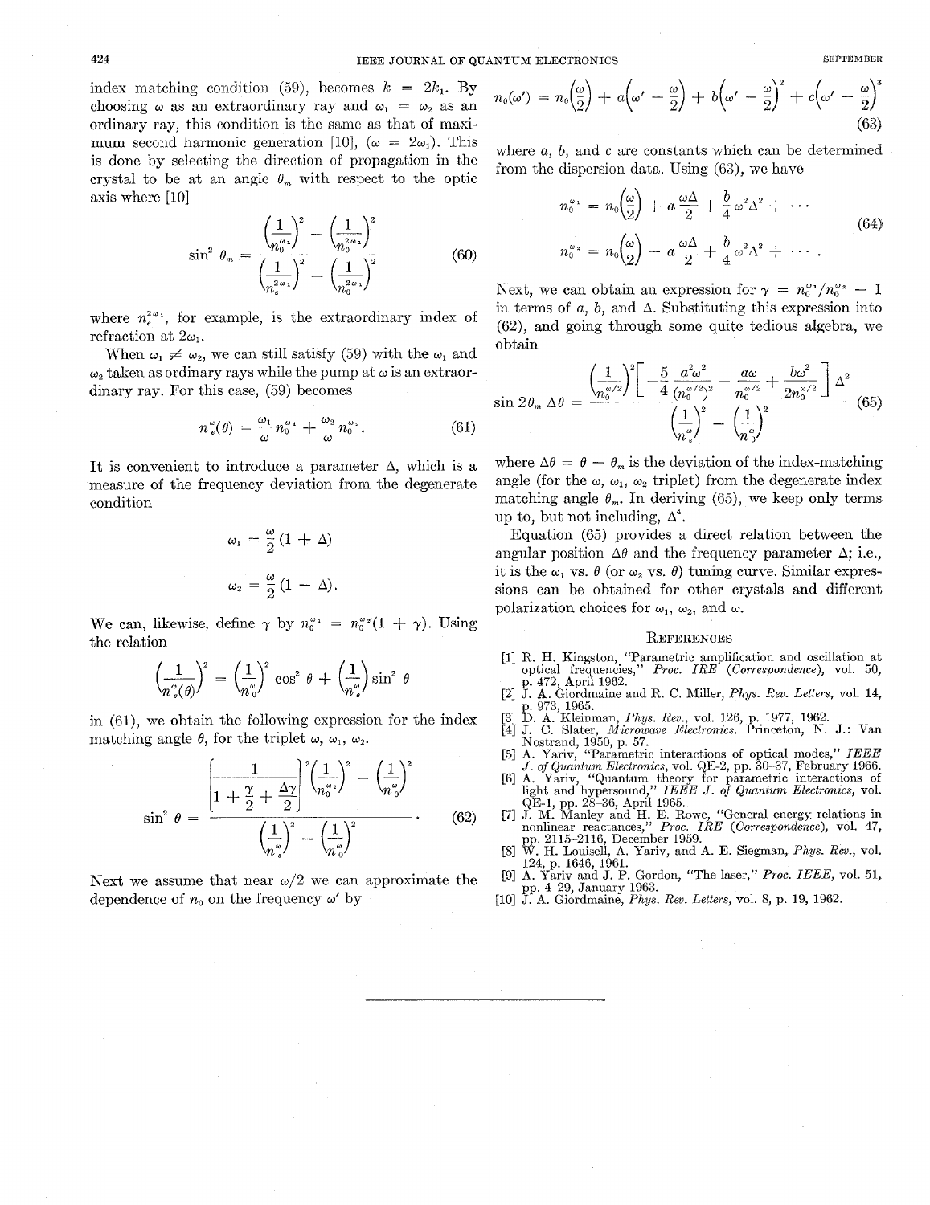index matching condition (59), becomes $k = 2k_1$. By choosing $\omega$ as an extraordinary ray and $\omega_1 = \omega_2$ as an ordinary ray, this condition is the same as that of maximum second harmonic generation [10], ($\omega = 2\omega_1$). This is done by selecting the direction of propagation in the crystal to be at an angle $\theta_m$ with respect to the optic axis where [10]

$$\sin^2 \theta_m = \frac{\left(\frac{1}{n_0^{\omega_1}}\right)^2 - \left(\frac{1}{n_0^{2\omega_1}}\right)^2}{\left(\frac{1}{n_e^{2\omega_1}}\right)^2 - \left(\frac{1}{n_0^{2\omega_1}}\right)^2} \tag{60}$$

where $n_e^{2\omega_1}$, for example, is the extraordinary index of refraction at $2\omega_1$.

When $\omega_1 \neq \omega_2$, we can still satisfy (59) with the $\omega_1$ and $\omega_2$ taken as ordinary rays while the pump at $\omega$ is an extraordinary ray. For this case, (59) becomes

$$n_e^{\omega}(\theta) = \frac{\omega_1}{\omega} n_0^{\omega_1} + \frac{\omega_2}{\omega} n_0^{\omega_2}. \tag{61}$$

It is convenient to introduce a parameter $\Delta$, which is a measure of the frequency deviation from the degenerate condition

$$\omega_1 = \frac{\omega}{2}(1 + \Delta)$$

$$\omega_2 = \frac{\omega}{2}(1 - \Delta).$$

We can, likewise, define $\gamma$ by $n_0^{\omega_1} = n_0^{\omega_2}(1 + \gamma)$. Using the relation

$$\left(\frac{1}{n_e^{\omega}(\theta)}\right)^2 = \left(\frac{1}{n_0^{\omega}}\right)^2 \cos^2 \theta + \left(\frac{1}{n_e^{\omega}}\right) \sin^2 \theta$$

in (61), we obtain the following expression for the index matching angle $\theta$, for the triplet $\omega$, $\omega_1$, $\omega_2$.

$$\sin^2 \theta = \frac{\left[\frac{1}{1 + \frac{\gamma}{2} + \frac{\Delta\gamma}{2}}\right]^2 \left(\frac{1}{n_0^{\omega_2}}\right)^2 - \left(\frac{1}{n_0^{\omega}}\right)^2}{\left(\frac{1}{n_e^{\omega}}\right)^2 - \left(\frac{1}{n_0^{\omega}}\right)^2}. \tag{62}$$

Next we assume that near $\omega/2$ we can approximate the dependence of $n_0$ on the frequency $\omega'$ by

$$n_0(\omega') = n_0\left(\frac{\omega}{2}\right) + a\left(\omega' - \frac{\omega}{2}\right) + b\left(\omega' - \frac{\omega}{2}\right)^2 + c\left(\omega' - \frac{\omega}{2}\right)^3 \tag{63}$$

where $a$, $b$, and $c$ are constants which can be determined from the dispersion data. Using (63), we have

$$\begin{aligned} n_0^{\omega_1} &= n_0\left(\frac{\omega}{2}\right) + a\frac{\omega\Delta}{2} + \frac{b}{4}\omega^2\Delta^2 + \cdots \\ n_0^{\omega_2} &= n_0\left(\frac{\omega}{2}\right) - a\frac{\omega\Delta}{2} + \frac{b}{4}\omega^2\Delta^2 + \cdots . \end{aligned} \tag{64}$$

Next, we can obtain an expression for $\gamma = n_0^{\omega_1}/n_0^{\omega_2} - 1$ in terms of $a$, $b$, and $\Delta$. Substituting this expression into (62), and going through some quite tedious algebra, we obtain

$$\sin 2\theta_m \, \Delta\theta = \frac{\left(\frac{1}{n_0^{\omega/2}}\right)^2 \left[-\frac{5}{4}\frac{a^2\omega^2}{(n_0^{\omega/2})^2} - \frac{a\omega}{n_0^{\omega/2}} + \frac{b\omega^2}{2n_0^{\omega/2}}\right] \Delta^2}{\left(\frac{1}{n_e^{\omega}}\right)^2 - \left(\frac{1}{n_0^{\omega}}\right)^2} \tag{65}$$

where $\Delta\theta = \theta - \theta_m$ is the deviation of the index-matching angle (for the $\omega$, $\omega_1$, $\omega_2$ triplet) from the degenerate index matching angle $\theta_m$. In deriving (65), we keep only terms up to, but not including, $\Delta^4$.

Equation (65) provides a direct relation between the angular position $\Delta\theta$ and the frequency parameter $\Delta$; i.e., it is the $\omega_1$ vs. $\theta$ (or $\omega_2$ vs. $\theta$) tuning curve. Similar expressions can be obtained for other crystals and different polarization choices for $\omega_1$, $\omega_2$, and $\omega$.

## References

[1] R. H. Kingston, "Parametric amplification and oscillation at optical frequencies," *Proc. IRE (Correspondence)*, vol. 50, p. 472, April 1962.

[2] J. A. Giordmaine and R. C. Miller, *Phys. Rev. Letters*, vol. 14, p. 973, 1965.

[3] D. A. Kleinman, *Phys. Rev.*, vol. 126, p. 1977, 1962.

[4] J. C. Slater, *Microwave Electronics*. Princeton, N. J.: Van Nostrand, 1950, p. 57.

[5] A. Yariv, "Parametric interactions of optical modes," *IEEE J. of Quantum Electronics*, vol. QE-2, pp. 30–37, February 1966.

[6] A. Yariv, "Quantum theory for parametric interactions of light and hypersound," *IEEE J. of Quantum Electronics*, vol. QE-1, pp. 28–36, April 1965.

[7] J. M. Manley and H. E. Rowe, "General energy relations in nonlinear reactances," *Proc. IRE (Correspondence)*, vol. 47, pp. 2115–2116, December 1959.

[8] W. H. Louisell, A. Yariv, and A. E. Siegman, *Phys. Rev.*, vol. 124, p. 1646, 1961.

[9] A. Yariv and J. P. Gordon, "The laser," *Proc. IEEE*, vol. 51, pp. 4–29, January 1963.

[10] J. A. Giordmaine, *Phys. Rev. Letters*, vol. 8, p. 19, 1962.